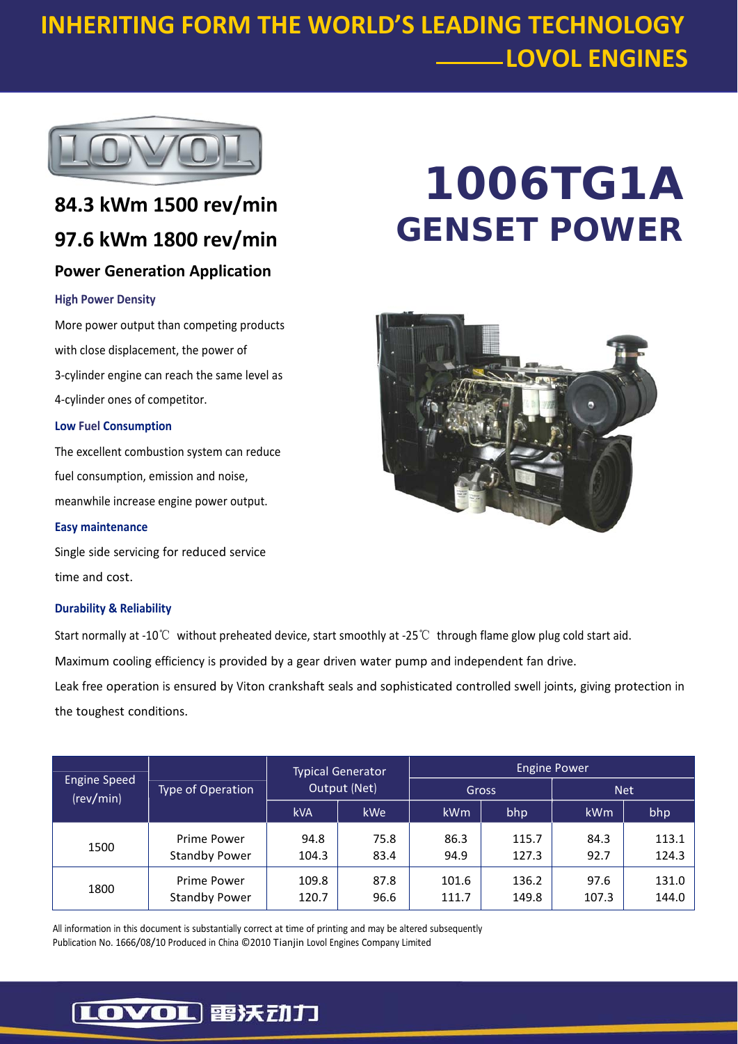# INHERITING FORM THE WORLD'S LEADING TECHNOLOGY

## ——LOVOL ENGINES

# 1006TG1A GENSET POWER

## 84.3 kWm 1500 rev/min

## 97.6 kWm 1800 rev/min

### Power Generation Application

**High Power Density**

More power output than competing products with close displacement, the power of 3-cylinder engine can reach the same level as 4-cylinder ones of competitor.

**Low Fuel Consumption**

The excellent combustion system can reduce fuel consumption, emission and noise, meanwhile increase engine power output.

**Easy maintenance**

Single side servicing for reduced service time and cost.

**Durability & Reliability**

Start normally at -10℃ without preheated device, start smoothly at -25℃ through flame glow plug cold start aid.

Maximum cooling efficiency is provided by a gear driven water pump and independent fan drive.

Leak free operation is ensured by Viton crankshaft seals and sophisticated controlled swell joints, giving protection in the toughest conditions.

| Engine Speed (rev/min) | Type of Operation | Typical Generator Output (Net) | | Engine Power | | | |
|---|---|---|---|---|---|---|---|
| | | | | Gross | | Net | |
| | | kVA | kWe | kWm | bhp | kWm | bhp |
| 1500 | Prime Power<br>Standby Power | 94.8<br>104.3 | 75.8<br>83.4 | 86.3<br>94.9 | 115.7<br>127.3 | 84.3<br>92.7 | 113.1<br>124.3 |
| 1800 | Prime Power<br>Standby Power | 109.8<br>120.7 | 87.8<br>96.6 | 101.6<br>111.7 | 136.2<br>149.8 | 97.6<br>107.3 | 131.0<br>144.0 |

All information in this document is substantially correct at time of printing and may be altered subsequently

Publication No. 1666/08/10 Produced in China ©2010 Tianjin Lovol Engines Company Limited

LOVOL 雷沃动力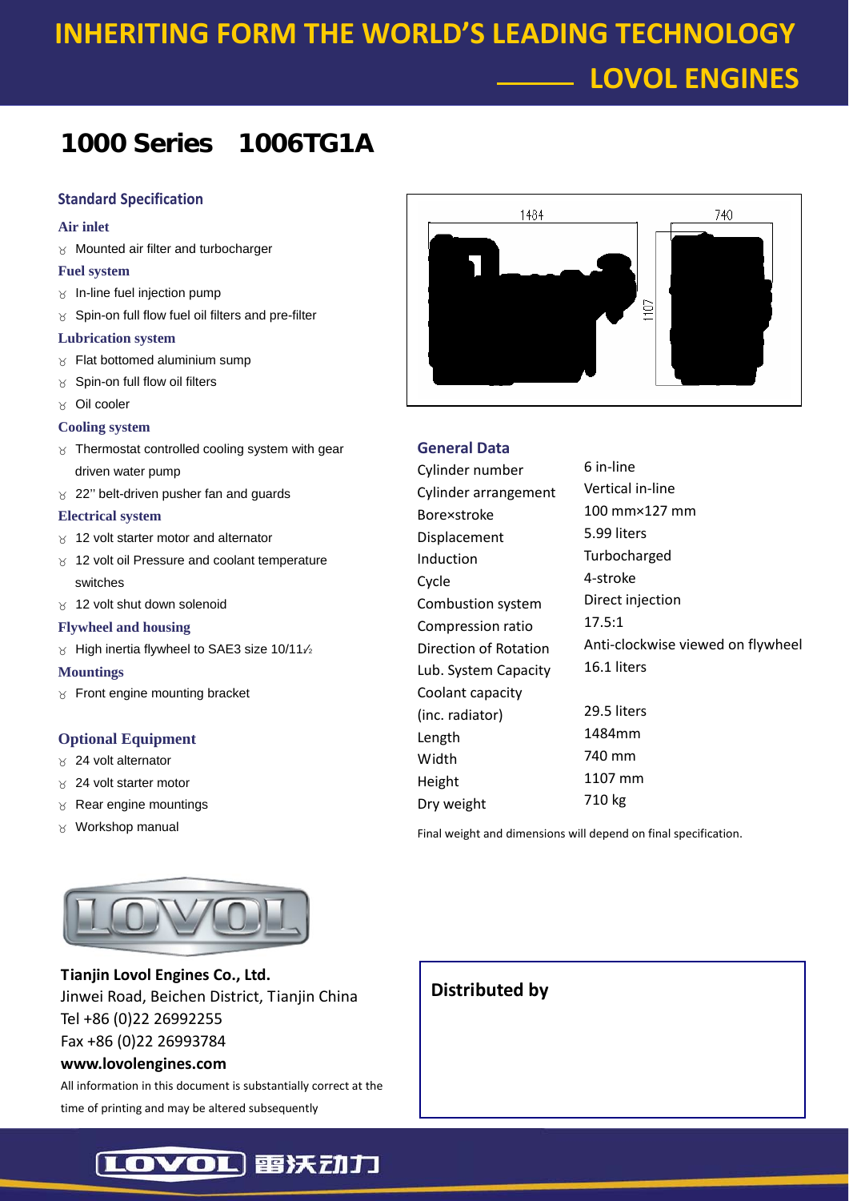# INHERITING FORM THE WORLD'S LEADING TECHNOLOGY

## —— LOVOL ENGINES

## 1000 Series 1006TG1A

### Standard Specification

**Air inlet**

- Mounted air filter and turbocharger

**Fuel system**

- In-line fuel injection pump
- Spin-on full flow fuel oil filters and pre-filter

**Lubrication system**

- Flat bottomed aluminium sump
- Spin-on full flow oil filters
- Oil cooler

**Cooling system**

- Thermostat controlled cooling system with gear driven water pump
- 22'' belt-driven pusher fan and guards

**Electrical system**

- 12 volt starter motor and alternator
- 12 volt oil Pressure and coolant temperature switches
- 12 volt shut down solenoid

**Flywheel and housing**

- High inertia flywheel to SAE3 size 10/11½

**Mountings**

- Front engine mounting bracket

### Optional Equipment

- 24 volt alternator
- 24 volt starter motor
- Rear engine mountings
- Workshop manual

1484

740

1107

### General Data

| | |
|---|---|
| Cylinder number | 6 in-line |
| Cylinder arrangement | Vertical in-line |
| Bore×stroke | 100 mm×127 mm |
| Displacement | 5.99 liters |
| Induction | Turbocharged |
| Cycle | 4-stroke |
| Combustion system | Direct injection |
| Compression ratio | 17.5:1 |
| Direction of Rotation | Anti-clockwise viewed on flywheel |
| Lub. System Capacity | 16.1 liters |
| Coolant capacity (inc. radiator) | 29.5 liters |
| Length | 1484mm |
| Width | 740 mm |
| Height | 1107 mm |
| Dry weight | 710 kg |

Final weight and dimensions will depend on final specification.

**Tianjin Lovol Engines Co., Ltd.**
Jinwei Road, Beichen District, Tianjin China
Tel +86 (0)22 26992255
Fax +86 (0)22 26993784
**www.lovolengines.com**

All information in this document is substantially correct at the time of printing and may be altered subsequently

**Distributed by**

LOVOL 雷沃动力